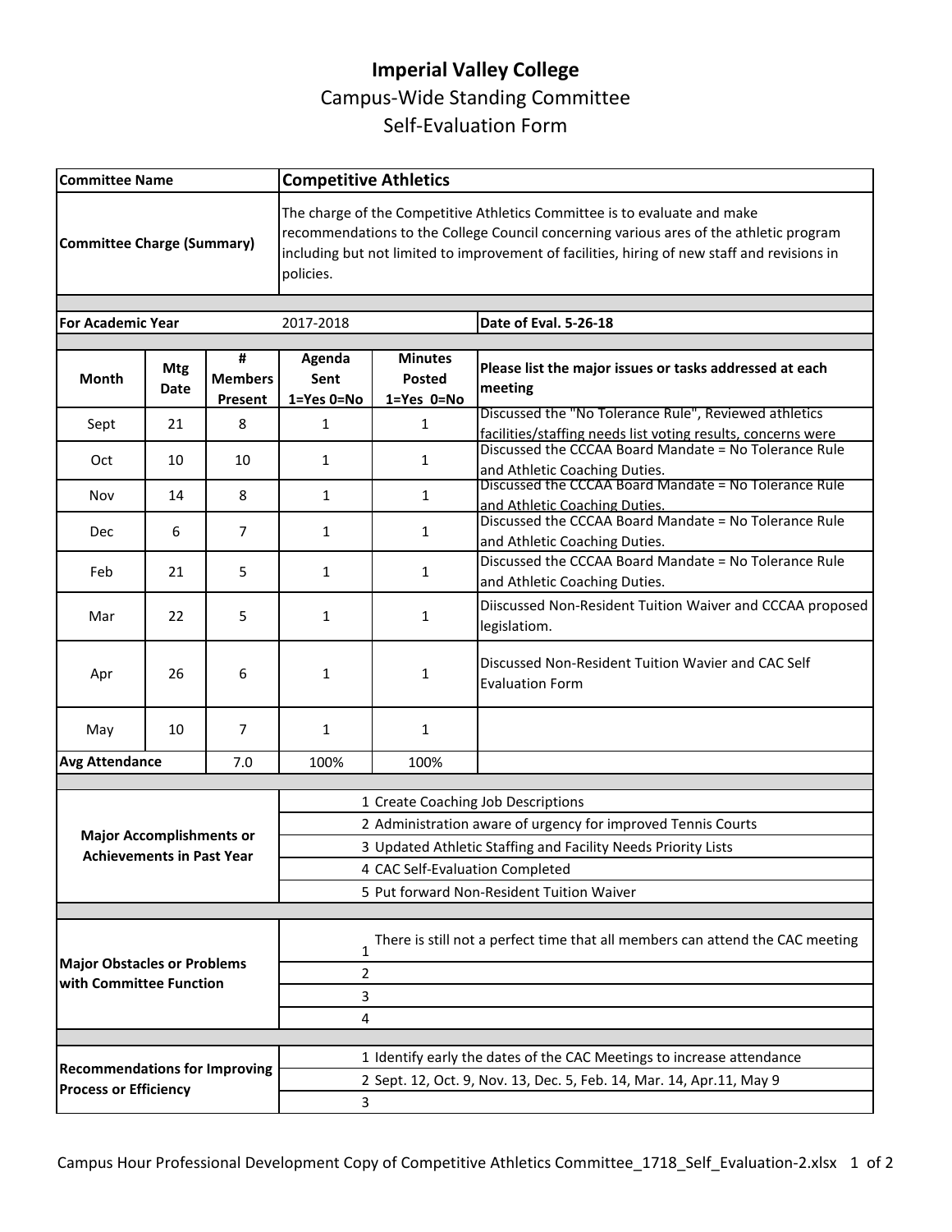# Imperial Valley College

## Campus-Wide Standing Committee

## Self-Evaluation Form

| **Committee Name** | **Competitive Athletics** |
|---|---|
| **Committee Charge (Summary)** | The charge of the Competitive Athletics Committee is to evaluate and make recommendations to the College Council concerning various ares of the athletic program including but not limited to improvement of facilities, hiring of new staff and revisions in policies. |

| **For Academic Year** | 2017-2018 | **Date of Eval. 5-26-18** |
|---|---|---|

| **Month** | **Mtg Date** | **# Members Present** | **Agenda Sent 1=Yes 0=No** | **Minutes Posted 1=Yes 0=No** | **Please list the major issues or tasks addressed at each meeting** |
|---|---|---|---|---|---|
| Sept | 21 | 8 | 1 | 1 | Discussed the "No Tolerance Rule", Reviewed athletics facilities/staffing needs list voting results, concerns were |
| Oct | 10 | 10 | 1 | 1 | Discussed the CCCAA Board Mandate = No Tolerance Rule and Athletic Coaching Duties. |
| Nov | 14 | 8 | 1 | 1 | Discussed the CCCAA Board Mandate = No Tolerance Rule and Athletic Coaching Duties. |
| Dec | 6 | 7 | 1 | 1 | Discussed the CCCAA Board Mandate = No Tolerance Rule and Athletic Coaching Duties. |
| Feb | 21 | 5 | 1 | 1 | Discussed the CCCAA Board Mandate = No Tolerance Rule and Athletic Coaching Duties. |
| Mar | 22 | 5 | 1 | 1 | Diiscussed Non-Resident Tuition Waiver and CCCAA proposed legislatiom. |
| Apr | 26 | 6 | 1 | 1 | Discussed Non-Resident Tuition Wavier and CAC Self Evaluation Form |
| May | 10 | 7 | 1 | 1 | |
| **Avg Attendance** | | 7.0 | 100% | 100% | |

| **Major Accomplishments or Achievements in Past Year** | |
|---|---|
| | 1 Create Coaching Job Descriptions |
| | 2 Administration aware of urgency for improved Tennis Courts |
| | 3 Updated Athletic Staffing and Facility Needs Priority Lists |
| | 4 CAC Self-Evaluation Completed |
| | 5 Put forward Non-Resident Tuition Waiver |

| **Major Obstacles or Problems with Committee Function** | |
|---|---|
| | 1 There is still not a perfect time that all members can attend the CAC meeting |
| | 2 |
| | 3 |
| | 4 |

| **Recommendations for Improving Process or Efficiency** | |
|---|---|
| | 1 Identify early the dates of the CAC Meetings to increase attendance |
| | 2 Sept. 12, Oct. 9, Nov. 13, Dec. 5, Feb. 14, Mar. 14, Apr.11, May 9 |
| | 3 |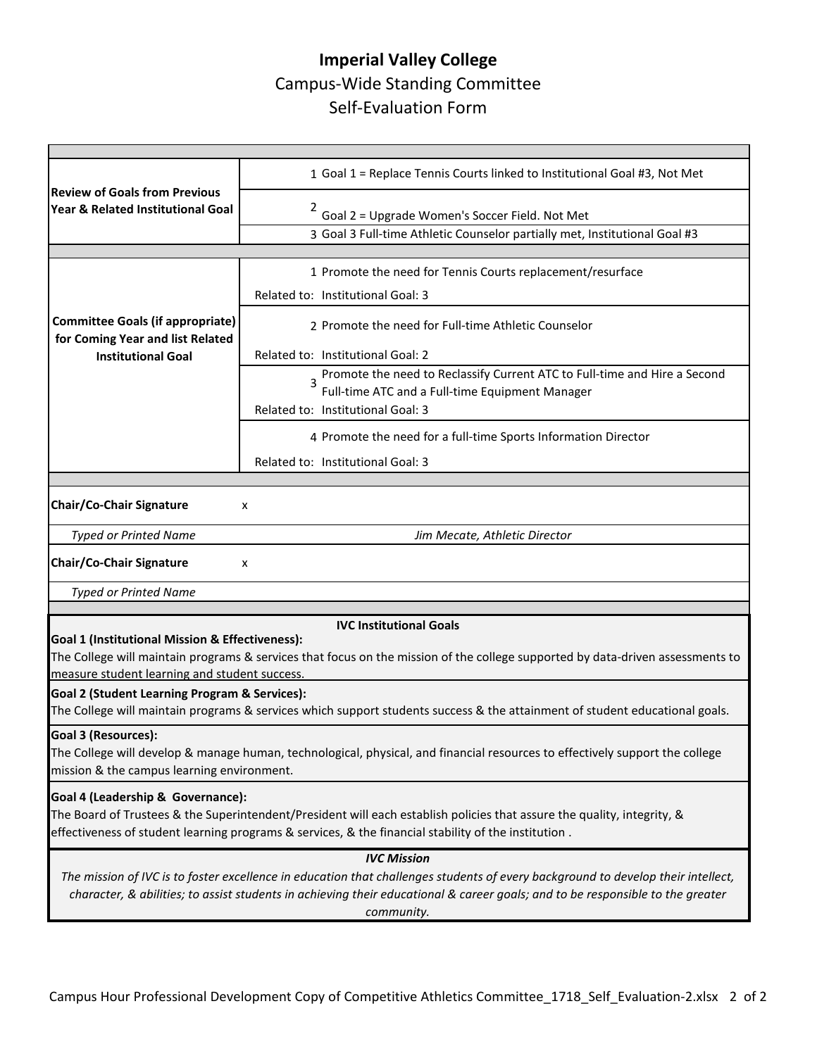# Imperial Valley College

## Campus-Wide Standing Committee
## Self-Evaluation Form

| | | |
|---|---|---|
| **Review of Goals from Previous Year & Related Institutional Goal** | 1 | Goal 1 = Replace Tennis Courts linked to Institutional Goal #3, Not Met |
| | 2 | Goal 2 = Upgrade Women's Soccer Field. Not Met |
| | 3 | Goal 3 Full-time Athletic Counselor partially met, Institutional Goal #3 |
| **Committee Goals (if appropriate) for Coming Year and list Related Institutional Goal** | 1 | Promote the need for Tennis Courts replacement/resurface |
| | Related to: | Institutional Goal: 3 |
| | 2 | Promote the need for Full-time Athletic Counselor |
| | Related to: | Institutional Goal: 2 |
| | 3 | Promote the need to Reclassify Current ATC to Full-time and Hire a Second Full-time ATC and a Full-time Equipment Manager |
| | Related to: | Institutional Goal: 3 |
| | 4 | Promote the need for a full-time Sports Information Director |
| | Related to: | Institutional Goal: 3 |

| | |
|---|---|
| **Chair/Co-Chair Signature** | x |
| *Typed or Printed Name* | *Jim Mecate, Athletic Director* |
| **Chair/Co-Chair Signature** | x |
| *Typed or Printed Name* | |

**IVC Institutional Goals**

**Goal 1 (Institutional Mission & Effectiveness):**
The College will maintain programs & services that focus on the mission of the college supported by data-driven assessments to measure student learning and student success.

**Goal 2 (Student Learning Program & Services):**
The College will maintain programs & services which support students success & the attainment of student educational goals.

**Goal 3 (Resources):**
The College will develop & manage human, technological, physical, and financial resources to effectively support the college mission & the campus learning environment.

**Goal 4 (Leadership & Governance):**
The Board of Trustees & the Superintendent/President will each establish policies that assure the quality, integrity, & effectiveness of student learning programs & services, & the financial stability of the institution .

***IVC Mission***

*The mission of IVC is to foster excellence in education that challenges students of every background to develop their intellect, character, & abilities; to assist students in achieving their educational & career goals; and to be responsible to the greater community.*